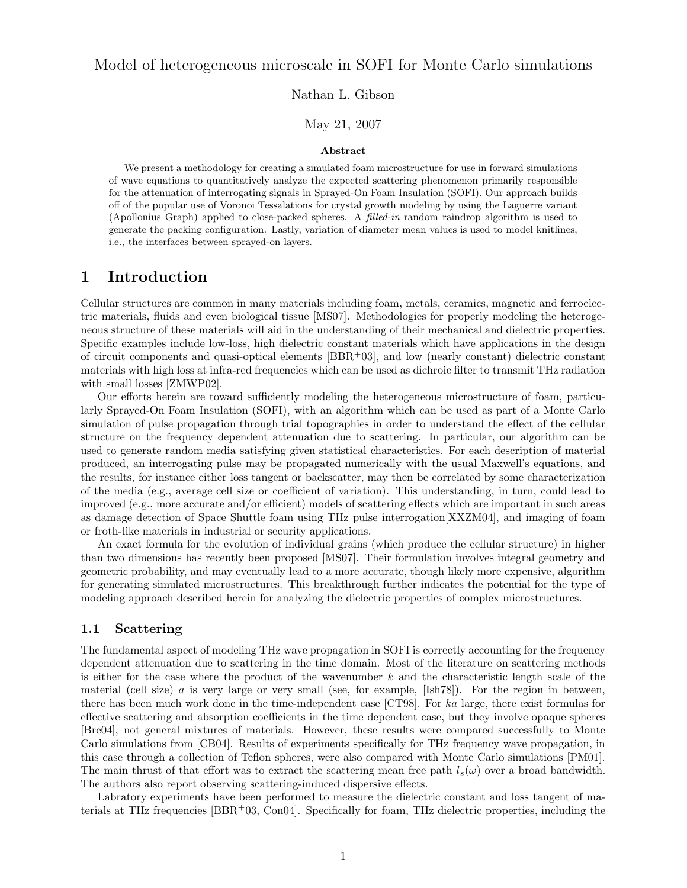# Model of heterogeneous microscale in SOFI for Monte Carlo simulations

Nathan L. Gibson

May 21, 2007

### Abstract

We present a methodology for creating a simulated foam microstructure for use in forward simulations of wave equations to quantitatively analyze the expected scattering phenomenon primarily responsible for the attenuation of interrogating signals in Sprayed-On Foam Insulation (SOFI). Our approach builds off of the popular use of Voronoi Tessalations for crystal growth modeling by using the Laguerre variant (Apollonius Graph) applied to close-packed spheres. A *filled-in* random raindrop algorithm is used to generate the packing configuration. Lastly, variation of diameter mean values is used to model knitlines, i.e., the interfaces between sprayed-on layers.

## 1 Introduction

Cellular structures are common in many materials including foam, metals, ceramics, magnetic and ferroelectric materials, fluids and even biological tissue [MS07]. Methodologies for properly modeling the heterogeneous structure of these materials will aid in the understanding of their mechanical and dielectric properties. Specific examples include low-loss, high dielectric constant materials which have applications in the design of circuit components and quasi-optical elements [BBR+03], and low (nearly constant) dielectric constant materials with high loss at infra-red frequencies which can be used as dichroic filter to transmit THz radiation with small losses [ZMWP02].

Our efforts herein are toward sufficiently modeling the heterogeneous microstructure of foam, particularly Sprayed-On Foam Insulation (SOFI), with an algorithm which can be used as part of a Monte Carlo simulation of pulse propagation through trial topographies in order to understand the effect of the cellular structure on the frequency dependent attenuation due to scattering. In particular, our algorithm can be used to generate random media satisfying given statistical characteristics. For each description of material produced, an interrogating pulse may be propagated numerically with the usual Maxwell's equations, and the results, for instance either loss tangent or backscatter, may then be correlated by some characterization of the media (e.g., average cell size or coefficient of variation). This understanding, in turn, could lead to improved (e.g., more accurate and/or efficient) models of scattering effects which are important in such areas as damage detection of Space Shuttle foam using THz pulse interrogation[XXZM04], and imaging of foam or froth-like materials in industrial or security applications.

An exact formula for the evolution of individual grains (which produce the cellular structure) in higher than two dimensions has recently been proposed [MS07]. Their formulation involves integral geometry and geometric probability, and may eventually lead to a more accurate, though likely more expensive, algorithm for generating simulated microstructures. This breakthrough further indicates the potential for the type of modeling approach described herein for analyzing the dielectric properties of complex microstructures.

### 1.1 Scattering

The fundamental aspect of modeling THz wave propagation in SOFI is correctly accounting for the frequency dependent attenuation due to scattering in the time domain. Most of the literature on scattering methods is either for the case where the product of the wavenumber $k$ and the characteristic length scale of the material (cell size) $a$ is very large or very small (see, for example, [Ish78]). For the region in between, there has been much work done in the time-independent case [CT98]. For $ka$ large, there exist formulas for effective scattering and absorption coefficients in the time dependent case, but they involve opaque spheres [Bre04], not general mixtures of materials. However, these results were compared successfully to Monte Carlo simulations from [CB04]. Results of experiments specifically for THz frequency wave propagation, in this case through a collection of Teflon spheres, were also compared with Monte Carlo simulations [PM01]. The main thrust of that effort was to extract the scattering mean free path $l_s(\omega)$ over a broad bandwidth. The authors also report observing scattering-induced dispersive effects.

Labratory experiments have been performed to measure the dielectric constant and loss tangent of materials at THz frequencies [BBR+03, Con04]. Specifically for foam, THz dielectric properties, including the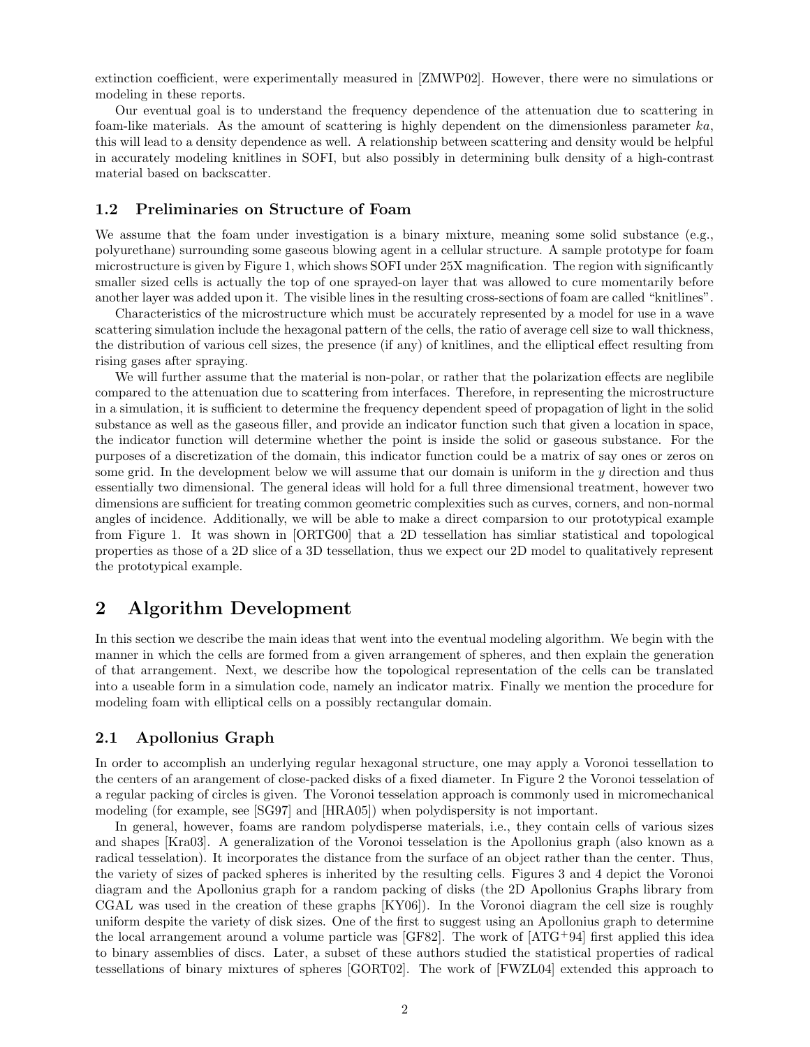extinction coefficient, were experimentally measured in [ZMWP02]. However, there were no simulations or modeling in these reports.

Our eventual goal is to understand the frequency dependence of the attenuation due to scattering in foam-like materials. As the amount of scattering is highly dependent on the dimensionless parameter $ka$, this will lead to a density dependence as well. A relationship between scattering and density would be helpful in accurately modeling knitlines in SOFI, but also possibly in determining bulk density of a high-contrast material based on backscatter.

### 1.2 Preliminaries on Structure of Foam

We assume that the foam under investigation is a binary mixture, meaning some solid substance (e.g., polyurethane) surrounding some gaseous blowing agent in a cellular structure. A sample prototype for foam microstructure is given by Figure 1, which shows SOFI under 25X magnification. The region with significantly smaller sized cells is actually the top of one sprayed-on layer that was allowed to cure momentarily before another layer was added upon it. The visible lines in the resulting cross-sections of foam are called "knitlines".

Characteristics of the microstructure which must be accurately represented by a model for use in a wave scattering simulation include the hexagonal pattern of the cells, the ratio of average cell size to wall thickness, the distribution of various cell sizes, the presence (if any) of knitlines, and the elliptical effect resulting from rising gases after spraying.

We will further assume that the material is non-polar, or rather that the polarization effects are neglibile compared to the attenuation due to scattering from interfaces. Therefore, in representing the microstructure in a simulation, it is sufficient to determine the frequency dependent speed of propagation of light in the solid substance as well as the gaseous filler, and provide an indicator function such that given a location in space, the indicator function will determine whether the point is inside the solid or gaseous substance. For the purposes of a discretization of the domain, this indicator function could be a matrix of say ones or zeros on some grid. In the development below we will assume that our domain is uniform in the $y$ direction and thus essentially two dimensional. The general ideas will hold for a full three dimensional treatment, however two dimensions are sufficient for treating common geometric complexities such as curves, corners, and non-normal angles of incidence. Additionally, we will be able to make a direct comparsion to our prototypical example from Figure 1. It was shown in [ORTG00] that a 2D tessellation has simliar statistical and topological properties as those of a 2D slice of a 3D tessellation, thus we expect our 2D model to qualitatively represent the prototypical example.

## 2 Algorithm Development

In this section we describe the main ideas that went into the eventual modeling algorithm. We begin with the manner in which the cells are formed from a given arrangement of spheres, and then explain the generation of that arrangement. Next, we describe how the topological representation of the cells can be translated into a useable form in a simulation code, namely an indicator matrix. Finally we mention the procedure for modeling foam with elliptical cells on a possibly rectangular domain.

### 2.1 Apollonius Graph

In order to accomplish an underlying regular hexagonal structure, one may apply a Voronoi tessellation to the centers of an arangement of close-packed disks of a fixed diameter. In Figure 2 the Voronoi tesselation of a regular packing of circles is given. The Voronoi tesselation approach is commonly used in micromechanical modeling (for example, see [SG97] and [HRA05]) when polydispersity is not important.

In general, however, foams are random polydisperse materials, i.e., they contain cells of various sizes and shapes [Kra03]. A generalization of the Voronoi tesselation is the Apollonius graph (also known as a radical tesselation). It incorporates the distance from the surface of an object rather than the center. Thus, the variety of sizes of packed spheres is inherited by the resulting cells. Figures 3 and 4 depict the Voronoi diagram and the Apollonius graph for a random packing of disks (the 2D Apollonius Graphs library from CGAL was used in the creation of these graphs [KY06]). In the Voronoi diagram the cell size is roughly uniform despite the variety of disk sizes. One of the first to suggest using an Apollonius graph to determine the local arrangement around a volume particle was [GF82]. The work of [ATG+94] first applied this idea to binary assemblies of discs. Later, a subset of these authors studied the statistical properties of radical tessellations of binary mixtures of spheres [GORT02]. The work of [FWZL04] extended this approach to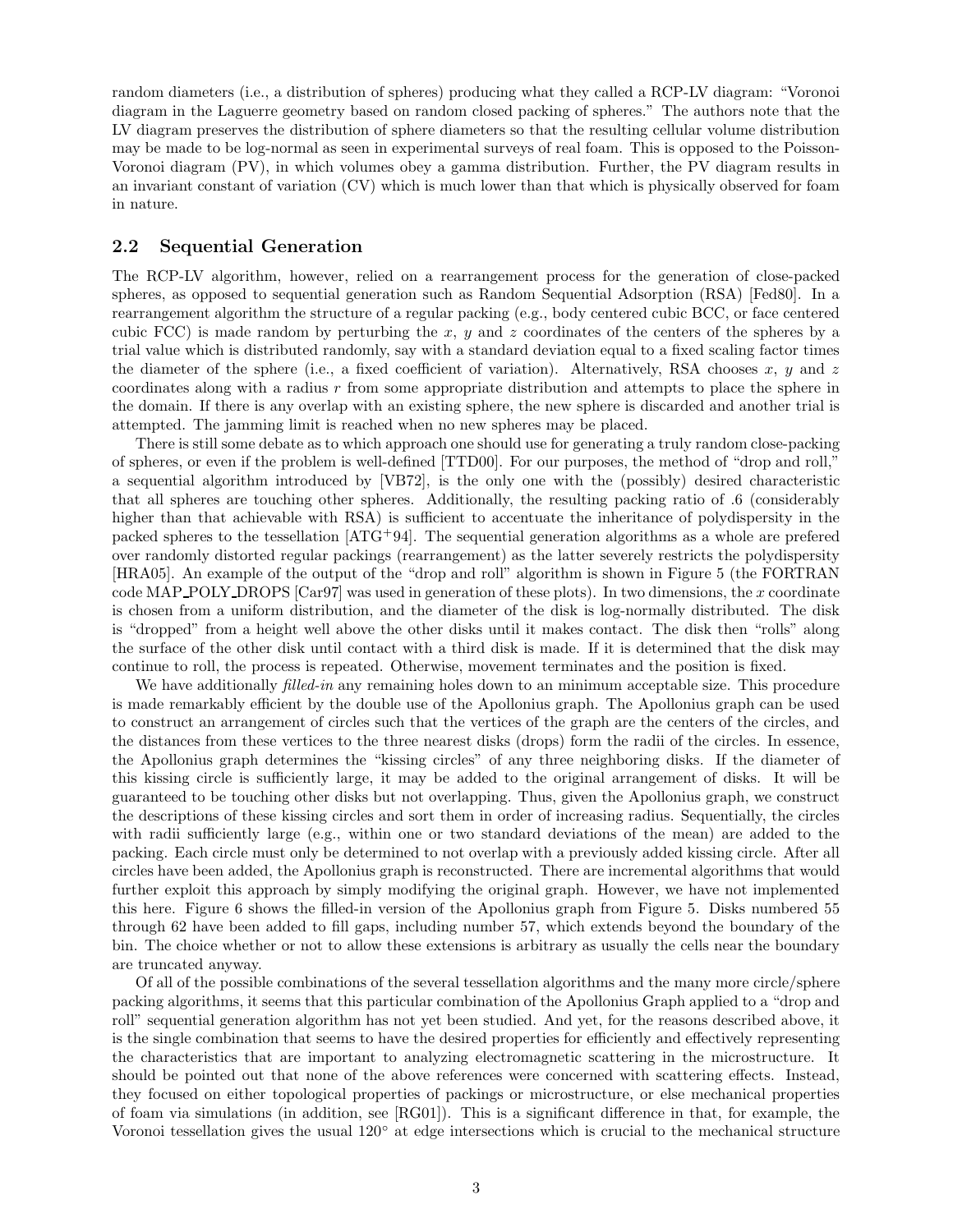random diameters (i.e., a distribution of spheres) producing what they called a RCP-LV diagram: "Voronoi diagram in the Laguerre geometry based on random closed packing of spheres." The authors note that the LV diagram preserves the distribution of sphere diameters so that the resulting cellular volume distribution may be made to be log-normal as seen in experimental surveys of real foam. This is opposed to the Poisson-Voronoi diagram (PV), in which volumes obey a gamma distribution. Further, the PV diagram results in an invariant constant of variation (CV) which is much lower than that which is physically observed for foam in nature.

## 2.2 Sequential Generation

The RCP-LV algorithm, however, relied on a rearrangement process for the generation of close-packed spheres, as opposed to sequential generation such as Random Sequential Adsorption (RSA) [Fed80]. In a rearrangement algorithm the structure of a regular packing (e.g., body centered cubic BCC, or face centered cubic FCC) is made random by perturbing the $x$, $y$ and $z$ coordinates of the centers of the spheres by a trial value which is distributed randomly, say with a standard deviation equal to a fixed scaling factor times the diameter of the sphere (i.e., a fixed coefficient of variation). Alternatively, RSA chooses $x$, $y$ and $z$ coordinates along with a radius $r$ from some appropriate distribution and attempts to place the sphere in the domain. If there is any overlap with an existing sphere, the new sphere is discarded and another trial is attempted. The jamming limit is reached when no new spheres may be placed.

There is still some debate as to which approach one should use for generating a truly random close-packing of spheres, or even if the problem is well-defined [TTD00]. For our purposes, the method of "drop and roll," a sequential algorithm introduced by [VB72], is the only one with the (possibly) desired characteristic that all spheres are touching other spheres. Additionally, the resulting packing ratio of .6 (considerably higher than that achievable with RSA) is sufficient to accentuate the inheritance of polydispersity in the packed spheres to the tessellation [ATG+94]. The sequential generation algorithms as a whole are prefered over randomly distorted regular packings (rearrangement) as the latter severely restricts the polydispersity [HRA05]. An example of the output of the "drop and roll" algorithm is shown in Figure 5 (the FORTRAN code MAP_POLY_DROPS [Car97] was used in generation of these plots). In two dimensions, the $x$ coordinate is chosen from a uniform distribution, and the diameter of the disk is log-normally distributed. The disk is "dropped" from a height well above the other disks until it makes contact. The disk then "rolls" along the surface of the other disk until contact with a third disk is made. If it is determined that the disk may continue to roll, the process is repeated. Otherwise, movement terminates and the position is fixed.

We have additionally *filled-in* any remaining holes down to an minimum acceptable size. This procedure is made remarkably efficient by the double use of the Apollonius graph. The Apollonius graph can be used to construct an arrangement of circles such that the vertices of the graph are the centers of the circles, and the distances from these vertices to the three nearest disks (drops) form the radii of the circles. In essence, the Apollonius graph determines the "kissing circles" of any three neighboring disks. If the diameter of this kissing circle is sufficiently large, it may be added to the original arrangement of disks. It will be guaranteed to be touching other disks but not overlapping. Thus, given the Apollonius graph, we construct the descriptions of these kissing circles and sort them in order of increasing radius. Sequentially, the circles with radii sufficiently large (e.g., within one or two standard deviations of the mean) are added to the packing. Each circle must only be determined to not overlap with a previously added kissing circle. After all circles have been added, the Apollonius graph is reconstructed. There are incremental algorithms that would further exploit this approach by simply modifying the original graph. However, we have not implemented this here. Figure 6 shows the filled-in version of the Apollonius graph from Figure 5. Disks numbered 55 through 62 have been added to fill gaps, including number 57, which extends beyond the boundary of the bin. The choice whether or not to allow these extensions is arbitrary as usually the cells near the boundary are truncated anyway.

Of all of the possible combinations of the several tessellation algorithms and the many more circle/sphere packing algorithms, it seems that this particular combination of the Apollonius Graph applied to a "drop and roll" sequential generation algorithm has not yet been studied. And yet, for the reasons described above, it is the single combination that seems to have the desired properties for efficiently and effectively representing the characteristics that are important to analyzing electromagnetic scattering in the microstructure. It should be pointed out that none of the above references were concerned with scattering effects. Instead, they focused on either topological properties of packings or microstructure, or else mechanical properties of foam via simulations (in addition, see [RG01]). This is a significant difference in that, for example, the Voronoi tessellation gives the usual $120^\circ$ at edge intersections which is crucial to the mechanical structure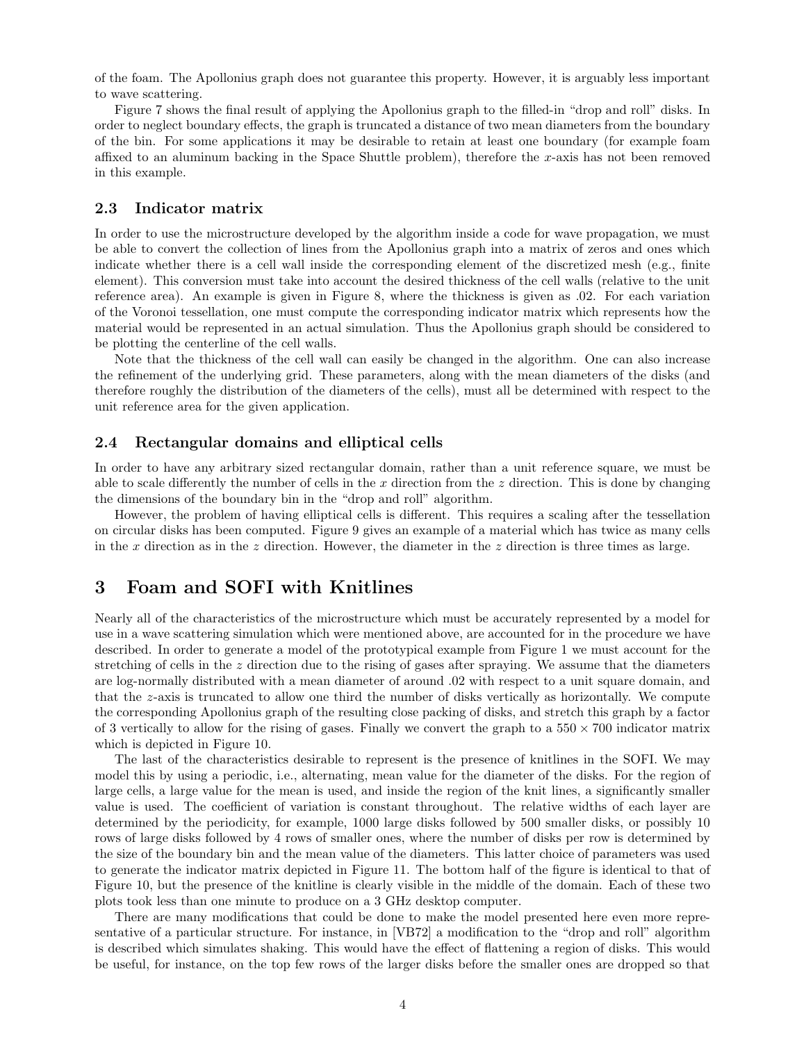of the foam. The Apollonius graph does not guarantee this property. However, it is arguably less important to wave scattering.

Figure 7 shows the final result of applying the Apollonius graph to the filled-in "drop and roll" disks. In order to neglect boundary effects, the graph is truncated a distance of two mean diameters from the boundary of the bin. For some applications it may be desirable to retain at least one boundary (for example foam affixed to an aluminum backing in the Space Shuttle problem), therefore the $x$-axis has not been removed in this example.

### 2.3 Indicator matrix

In order to use the microstructure developed by the algorithm inside a code for wave propagation, we must be able to convert the collection of lines from the Apollonius graph into a matrix of zeros and ones which indicate whether there is a cell wall inside the corresponding element of the discretized mesh (e.g., finite element). This conversion must take into account the desired thickness of the cell walls (relative to the unit reference area). An example is given in Figure 8, where the thickness is given as .02. For each variation of the Voronoi tessellation, one must compute the corresponding indicator matrix which represents how the material would be represented in an actual simulation. Thus the Apollonius graph should be considered to be plotting the centerline of the cell walls.

Note that the thickness of the cell wall can easily be changed in the algorithm. One can also increase the refinement of the underlying grid. These parameters, along with the mean diameters of the disks (and therefore roughly the distribution of the diameters of the cells), must all be determined with respect to the unit reference area for the given application.

### 2.4 Rectangular domains and elliptical cells

In order to have any arbitrary sized rectangular domain, rather than a unit reference square, we must be able to scale differently the number of cells in the $x$ direction from the $z$ direction. This is done by changing the dimensions of the boundary bin in the "drop and roll" algorithm.

However, the problem of having elliptical cells is different. This requires a scaling after the tessellation on circular disks has been computed. Figure 9 gives an example of a material which has twice as many cells in the $x$ direction as in the $z$ direction. However, the diameter in the $z$ direction is three times as large.

## 3 Foam and SOFI with Knitlines

Nearly all of the characteristics of the microstructure which must be accurately represented by a model for use in a wave scattering simulation which were mentioned above, are accounted for in the procedure we have described. In order to generate a model of the prototypical example from Figure 1 we must account for the stretching of cells in the $z$ direction due to the rising of gases after spraying. We assume that the diameters are log-normally distributed with a mean diameter of around .02 with respect to a unit square domain, and that the $z$-axis is truncated to allow one third the number of disks vertically as horizontally. We compute the corresponding Apollonius graph of the resulting close packing of disks, and stretch this graph by a factor of 3 vertically to allow for the rising of gases. Finally we convert the graph to a $550 \times 700$ indicator matrix which is depicted in Figure 10.

The last of the characteristics desirable to represent is the presence of knitlines in the SOFI. We may model this by using a periodic, i.e., alternating, mean value for the diameter of the disks. For the region of large cells, a large value for the mean is used, and inside the region of the knit lines, a significantly smaller value is used. The coefficient of variation is constant throughout. The relative widths of each layer are determined by the periodicity, for example, 1000 large disks followed by 500 smaller disks, or possibly 10 rows of large disks followed by 4 rows of smaller ones, where the number of disks per row is determined by the size of the boundary bin and the mean value of the diameters. This latter choice of parameters was used to generate the indicator matrix depicted in Figure 11. The bottom half of the figure is identical to that of Figure 10, but the presence of the knitline is clearly visible in the middle of the domain. Each of these two plots took less than one minute to produce on a 3 GHz desktop computer.

There are many modifications that could be done to make the model presented here even more representative of a particular structure. For instance, in [VB72] a modification to the "drop and roll" algorithm is described which simulates shaking. This would have the effect of flattening a region of disks. This would be useful, for instance, on the top few rows of the larger disks before the smaller ones are dropped so that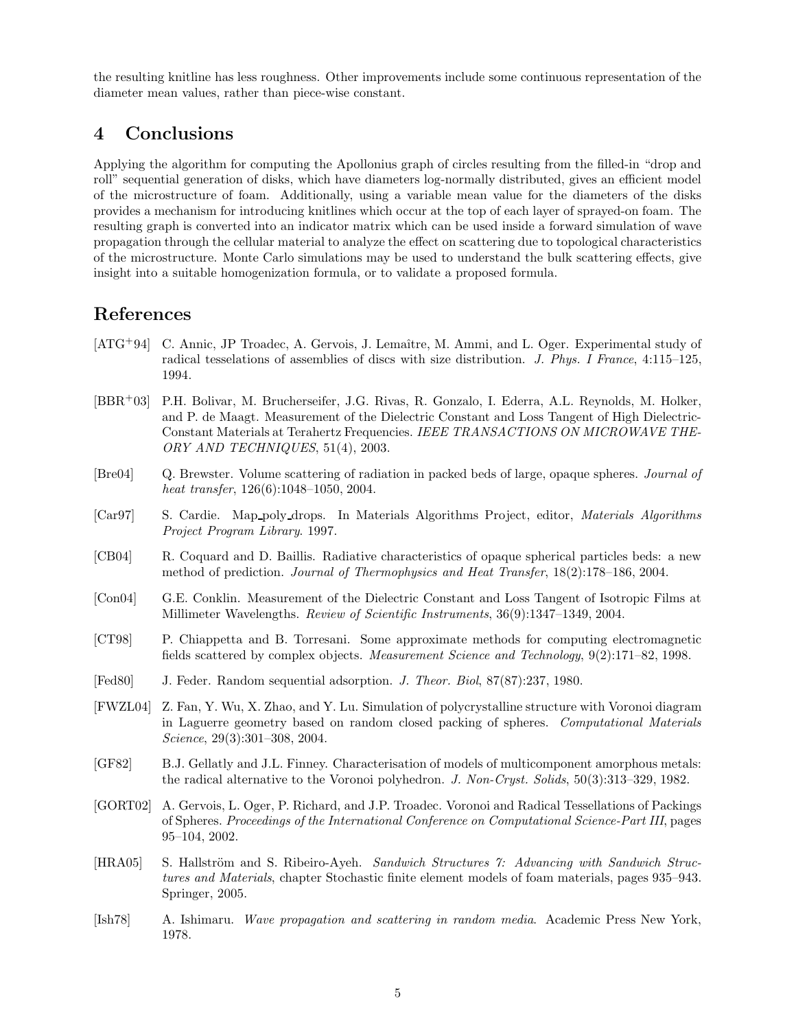the resulting knitline has less roughness. Other improvements include some continuous representation of the diameter mean values, rather than piece-wise constant.

## 4 Conclusions

Applying the algorithm for computing the Apollonius graph of circles resulting from the filled-in "drop and roll" sequential generation of disks, which have diameters log-normally distributed, gives an efficient model of the microstructure of foam. Additionally, using a variable mean value for the diameters of the disks provides a mechanism for introducing knitlines which occur at the top of each layer of sprayed-on foam. The resulting graph is converted into an indicator matrix which can be used inside a forward simulation of wave propagation through the cellular material to analyze the effect on scattering due to topological characteristics of the microstructure. Monte Carlo simulations may be used to understand the bulk scattering effects, give insight into a suitable homogenization formula, or to validate a proposed formula.

## References

[ATG+94] C. Annic, JP Troadec, A. Gervois, J. Lemaître, M. Ammi, and L. Oger. Experimental study of radical tesselations of assemblies of discs with size distribution. *J. Phys. I France*, 4:115–125, 1994.

[BBR+03] P.H. Bolivar, M. Brucherseifer, J.G. Rivas, R. Gonzalo, I. Ederra, A.L. Reynolds, M. Holker, and P. de Maagt. Measurement of the Dielectric Constant and Loss Tangent of High Dielectric-Constant Materials at Terahertz Frequencies. *IEEE TRANSACTIONS ON MICROWAVE THEORY AND TECHNIQUES*, 51(4), 2003.

[Bre04] Q. Brewster. Volume scattering of radiation in packed beds of large, opaque spheres. *Journal of heat transfer*, 126(6):1048–1050, 2004.

[Car97] S. Cardie. Map_poly_drops. In Materials Algorithms Project, editor, *Materials Algorithms Project Program Library*. 1997.

[CB04] R. Coquard and D. Baillis. Radiative characteristics of opaque spherical particles beds: a new method of prediction. *Journal of Thermophysics and Heat Transfer*, 18(2):178–186, 2004.

[Con04] G.E. Conklin. Measurement of the Dielectric Constant and Loss Tangent of Isotropic Films at Millimeter Wavelengths. *Review of Scientific Instruments*, 36(9):1347–1349, 2004.

[CT98] P. Chiappetta and B. Torresani. Some approximate methods for computing electromagnetic fields scattered by complex objects. *Measurement Science and Technology*, 9(2):171–82, 1998.

[Fed80] J. Feder. Random sequential adsorption. *J. Theor. Biol*, 87(87):237, 1980.

[FWZL04] Z. Fan, Y. Wu, X. Zhao, and Y. Lu. Simulation of polycrystalline structure with Voronoi diagram in Laguerre geometry based on random closed packing of spheres. *Computational Materials Science*, 29(3):301–308, 2004.

[GF82] B.J. Gellatly and J.L. Finney. Characterisation of models of multicomponent amorphous metals: the radical alternative to the Voronoi polyhedron. *J. Non-Cryst. Solids*, 50(3):313–329, 1982.

[GORT02] A. Gervois, L. Oger, P. Richard, and J.P. Troadec. Voronoi and Radical Tessellations of Packings of Spheres. *Proceedings of the International Conference on Computational Science-Part III*, pages 95–104, 2002.

[HRA05] S. Hallström and S. Ribeiro-Ayeh. *Sandwich Structures 7: Advancing with Sandwich Structures and Materials*, chapter Stochastic finite element models of foam materials, pages 935–943. Springer, 2005.

[Ish78] A. Ishimaru. *Wave propagation and scattering in random media*. Academic Press New York, 1978.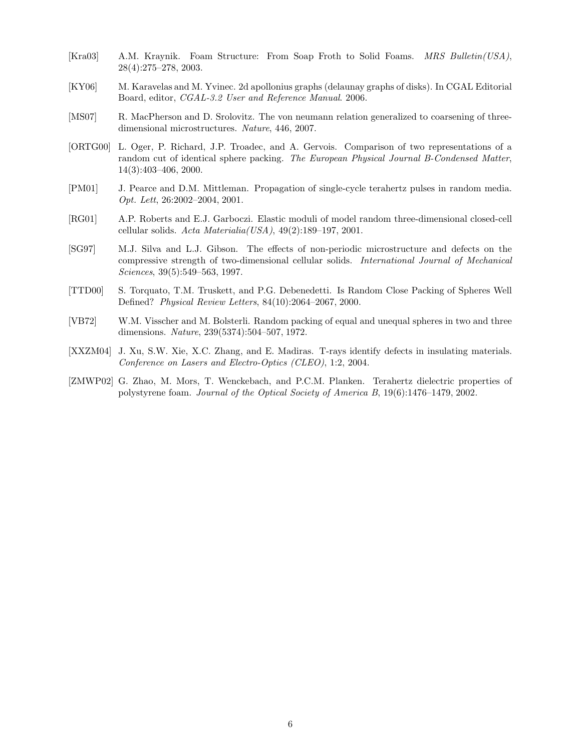[Kra03] A.M. Kraynik. Foam Structure: From Soap Froth to Solid Foams. *MRS Bulletin(USA)*, 28(4):275–278, 2003.

[KY06] M. Karavelas and M. Yvinec. 2d apollonius graphs (delaunay graphs of disks). In CGAL Editorial Board, editor, *CGAL-3.2 User and Reference Manual*. 2006.

[MS07] R. MacPherson and D. Srolovitz. The von neumann relation generalized to coarsening of three-dimensional microstructures. *Nature*, 446, 2007.

[ORTG00] L. Oger, P. Richard, J.P. Troadec, and A. Gervois. Comparison of two representations of a random cut of identical sphere packing. *The European Physical Journal B-Condensed Matter*, 14(3):403–406, 2000.

[PM01] J. Pearce and D.M. Mittleman. Propagation of single-cycle terahertz pulses in random media. *Opt. Lett*, 26:2002–2004, 2001.

[RG01] A.P. Roberts and E.J. Garboczi. Elastic moduli of model random three-dimensional closed-cell cellular solids. *Acta Materialia(USA)*, 49(2):189–197, 2001.

[SG97] M.J. Silva and L.J. Gibson. The effects of non-periodic microstructure and defects on the compressive strength of two-dimensional cellular solids. *International Journal of Mechanical Sciences*, 39(5):549–563, 1997.

[TTD00] S. Torquato, T.M. Truskett, and P.G. Debenedetti. Is Random Close Packing of Spheres Well Defined? *Physical Review Letters*, 84(10):2064–2067, 2000.

[VB72] W.M. Visscher and M. Bolsterli. Random packing of equal and unequal spheres in two and three dimensions. *Nature*, 239(5374):504–507, 1972.

[XXZM04] J. Xu, S.W. Xie, X.C. Zhang, and E. Madiras. T-rays identify defects in insulating materials. *Conference on Lasers and Electro-Optics (CLEO)*, 1:2, 2004.

[ZMWP02] G. Zhao, M. Mors, T. Wenckebach, and P.C.M. Planken. Terahertz dielectric properties of polystyrene foam. *Journal of the Optical Society of America B*, 19(6):1476–1479, 2002.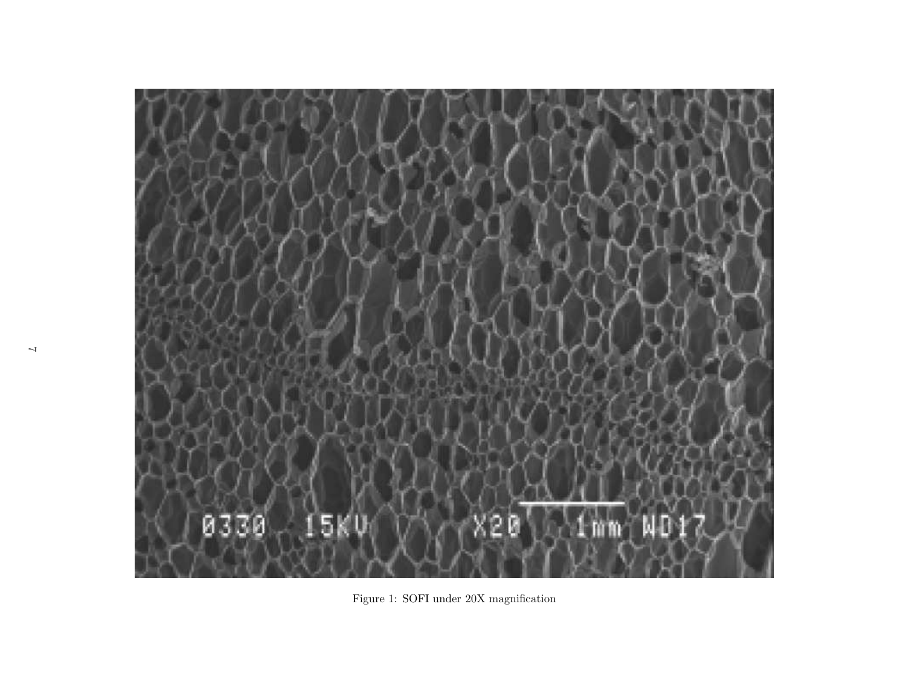Figure 1: SOFI under 20X magnification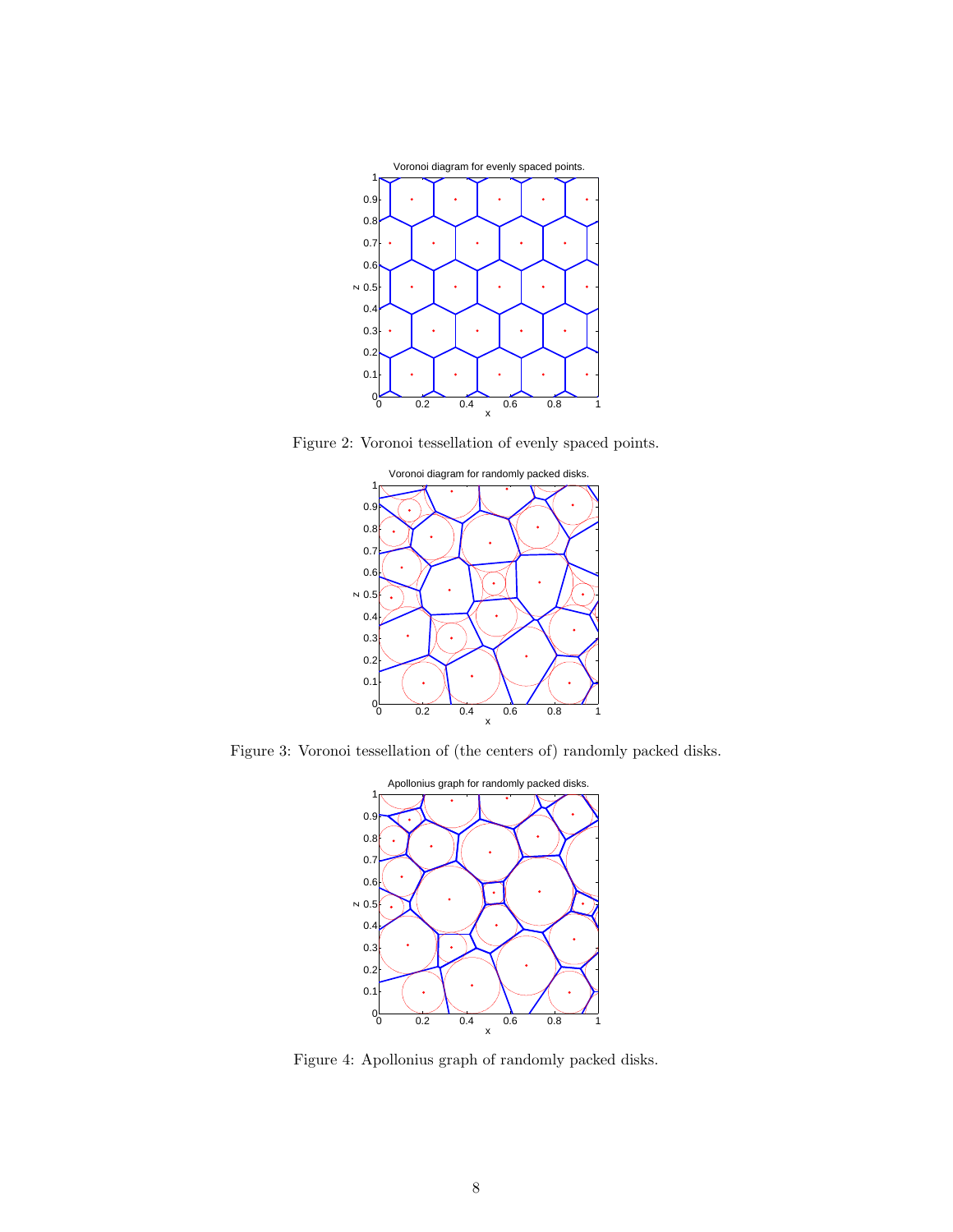Figure 2: Voronoi tessellation of evenly spaced points.

Figure 3: Voronoi tessellation of (the centers of) randomly packed disks.

Figure 4: Apollonius graph of randomly packed disks.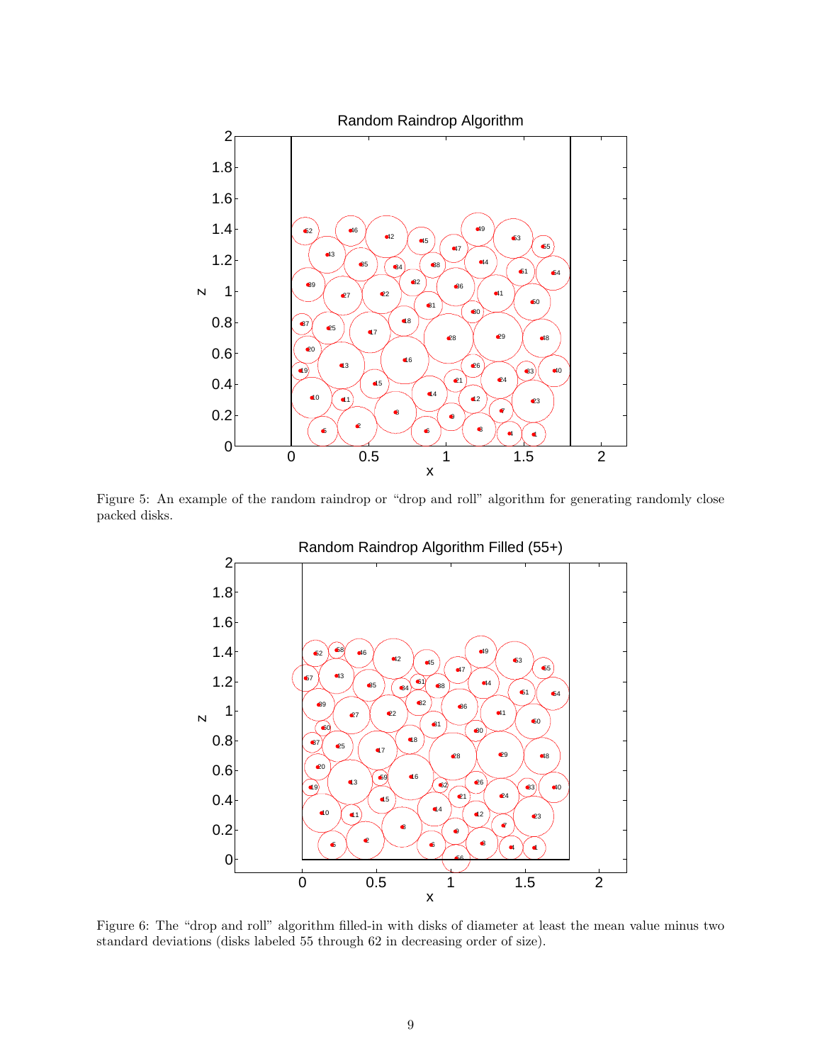Figure 5: An example of the random raindrop or "drop and roll" algorithm for generating randomly close packed disks.

Figure 6: The "drop and roll" algorithm filled-in with disks of diameter at least the mean value minus two standard deviations (disks labeled 55 through 62 in decreasing order of size).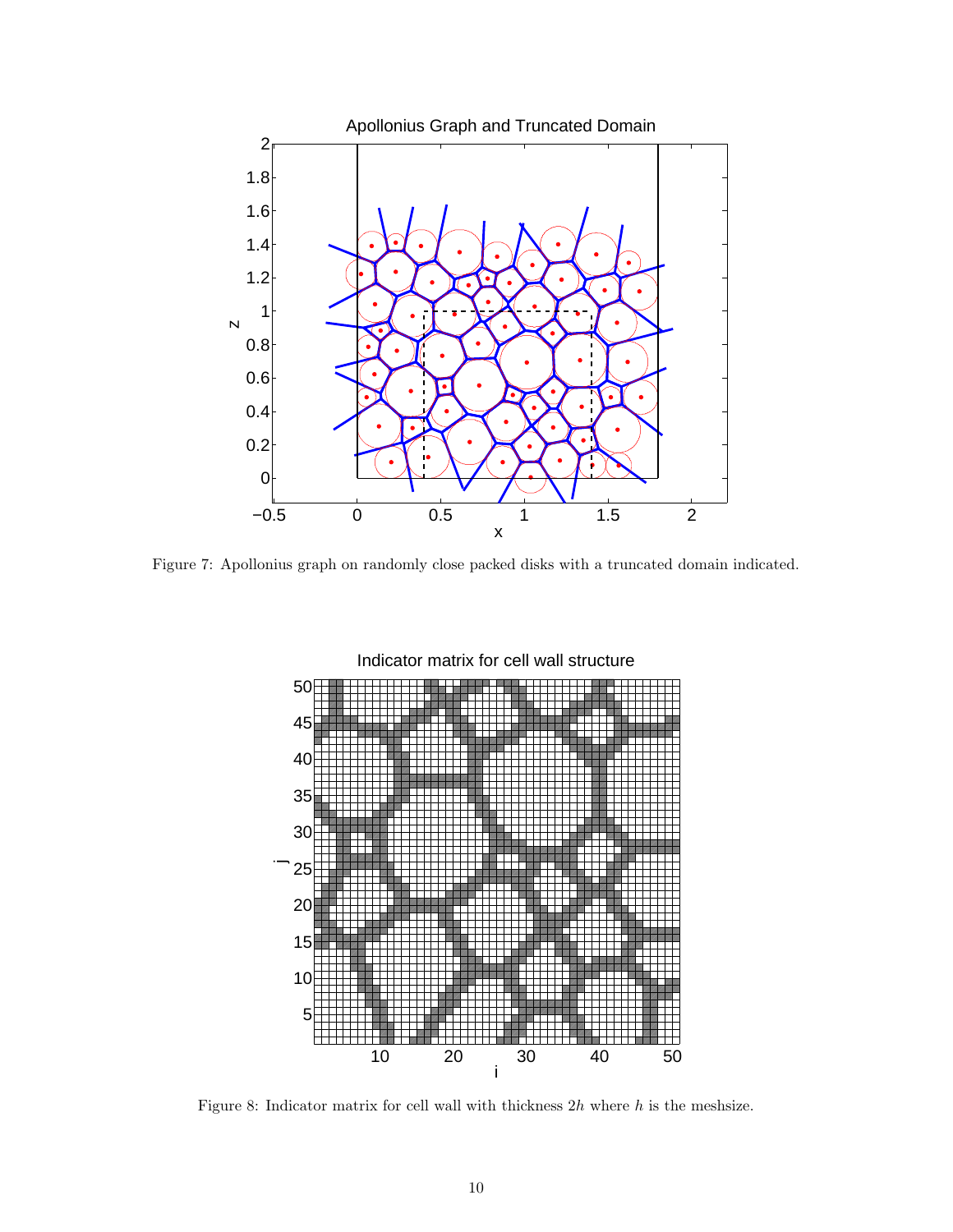Figure 7: Apollonius graph on randomly close packed disks with a truncated domain indicated.

Figure 8: Indicator matrix for cell wall with thickness $2h$ where $h$ is the meshsize.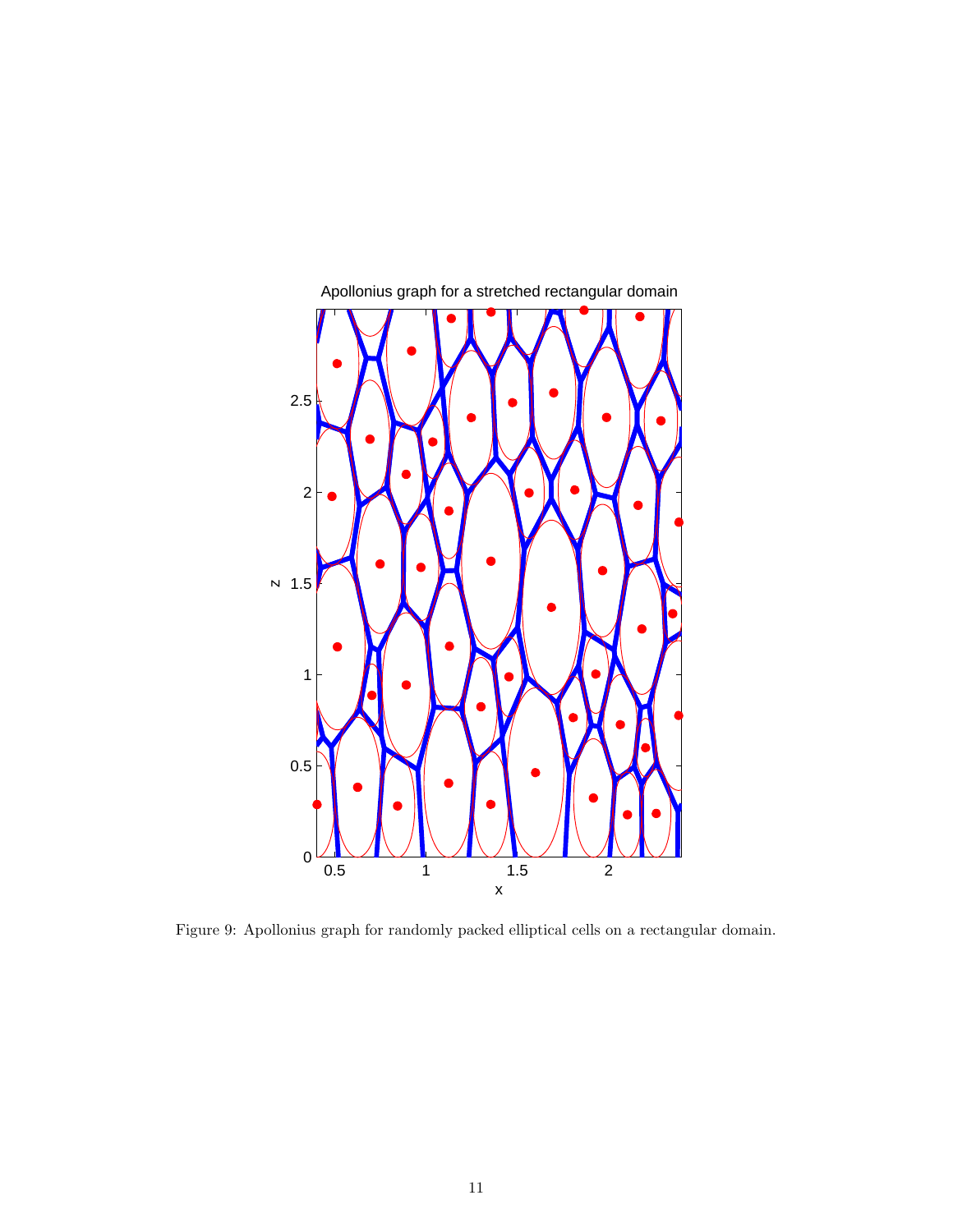Figure 9: Apollonius graph for randomly packed elliptical cells on a rectangular domain.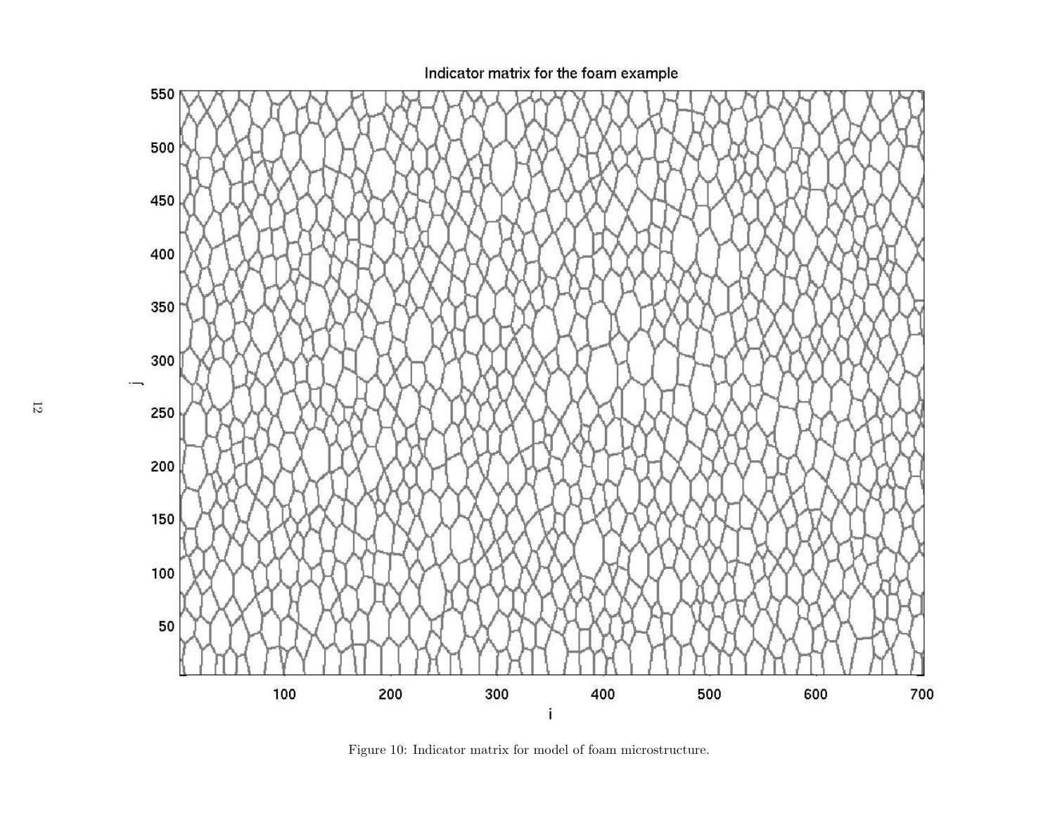Figure 10: Indicator matrix for model of foam microstructure.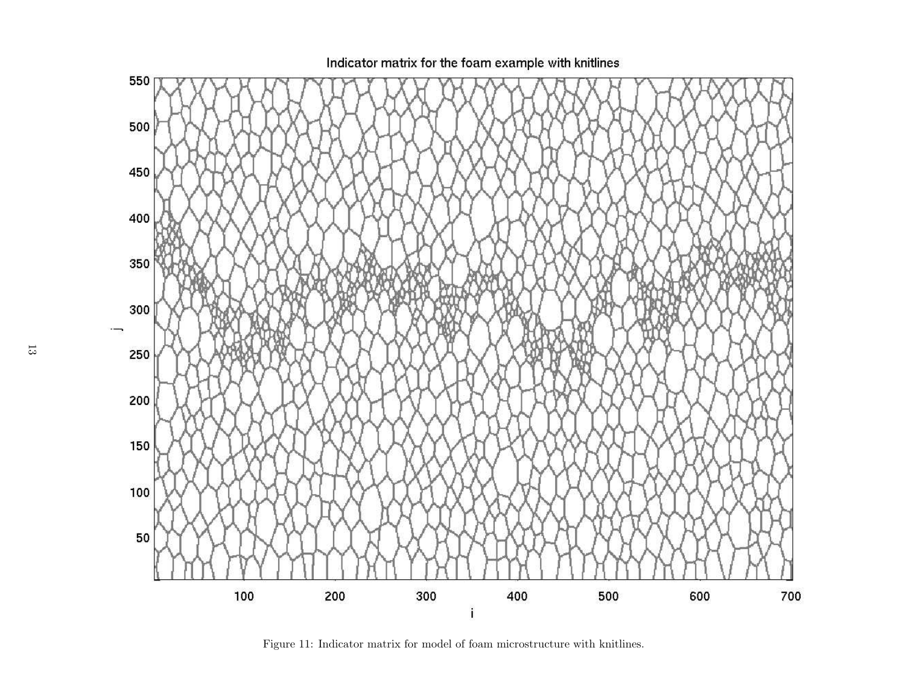Indicator matrix for the foam example with knitlines

550

500

450

400

350

300

250

200

150

100

50

j

100 200 300 400 500 600 700

i

Figure 11: Indicator matrix for model of foam microstructure with knitlines.